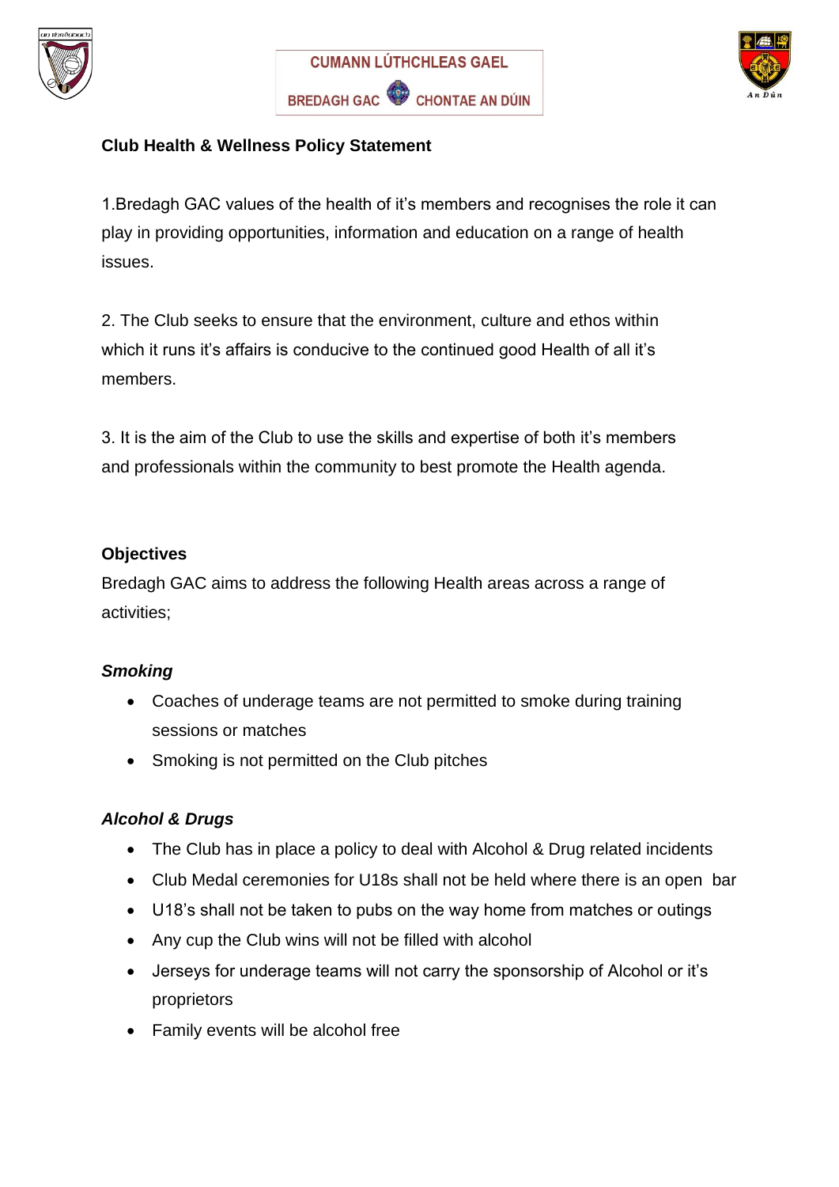CUMANN LÚTHCHLEAS GAEL

BREDAGH GAC CHONTAE AN DÚIN

**Club Health & Wellness Policy Statement**

1.Bredagh GAC values of the health of it's members and recognises the role it can play in providing opportunities, information and education on a range of health issues.

2. The Club seeks to ensure that the environment, culture and ethos within which it runs it's affairs is conducive to the continued good Health of all it's members.

3. It is the aim of the Club to use the skills and expertise of both it's members and professionals within the community to best promote the Health agenda.

**Objectives**

Bredagh GAC aims to address the following Health areas across a range of activities;

***Smoking***

- Coaches of underage teams are not permitted to smoke during training sessions or matches
- Smoking is not permitted on the Club pitches

***Alcohol & Drugs***

- The Club has in place a policy to deal with Alcohol & Drug related incidents
- Club Medal ceremonies for U18s shall not be held where there is an open bar
- U18's shall not be taken to pubs on the way home from matches or outings
- Any cup the Club wins will not be filled with alcohol
- Jerseys for underage teams will not carry the sponsorship of Alcohol or it's proprietors
- Family events will be alcohol free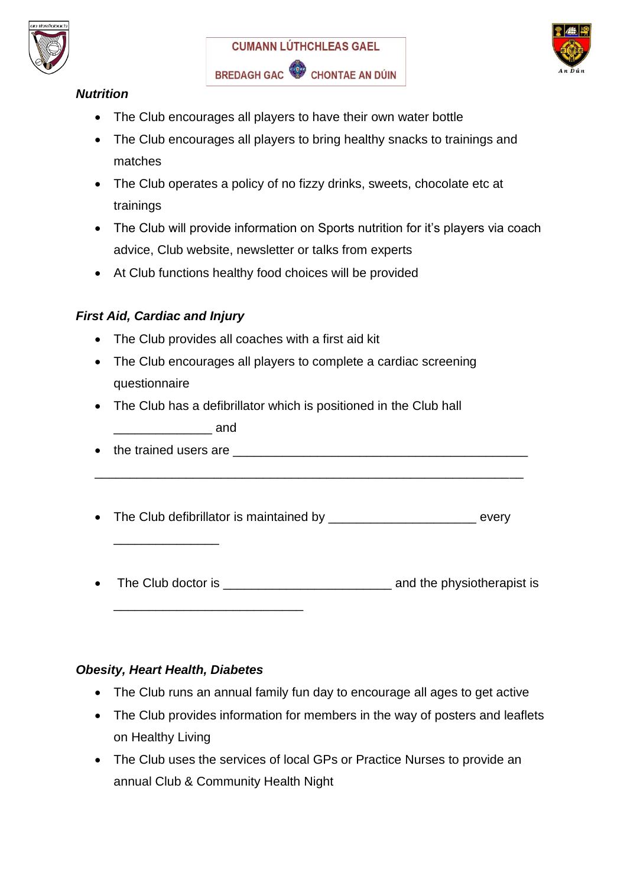CUMANN LÚTHCHLEAS GAEL

BREDAGH GAC CHONTAE AN DÚIN

### *Nutrition*

- The Club encourages all players to have their own water bottle
- The Club encourages all players to bring healthy snacks to trainings and matches
- The Club operates a policy of no fizzy drinks, sweets, chocolate etc at trainings
- The Club will provide information on Sports nutrition for it's players via coach advice, Club website, newsletter or talks from experts
- At Club functions healthy food choices will be provided

### *First Aid, Cardiac and Injury*

- The Club provides all coaches with a first aid kit
- The Club encourages all players to complete a cardiac screening questionnaire
- The Club has a defibrillator which is positioned in the Club hall ______________ and
- the trained users are ____________________________________________

______________________________________________________________

- The Club defibrillator is maintained by _____________________ every _______________
- The Club doctor is ________________________ and the physiotherapist is ___________________________

### *Obesity, Heart Health, Diabetes*

- The Club runs an annual family fun day to encourage all ages to get active
- The Club provides information for members in the way of posters and leaflets on Healthy Living
- The Club uses the services of local GPs or Practice Nurses to provide an annual Club & Community Health Night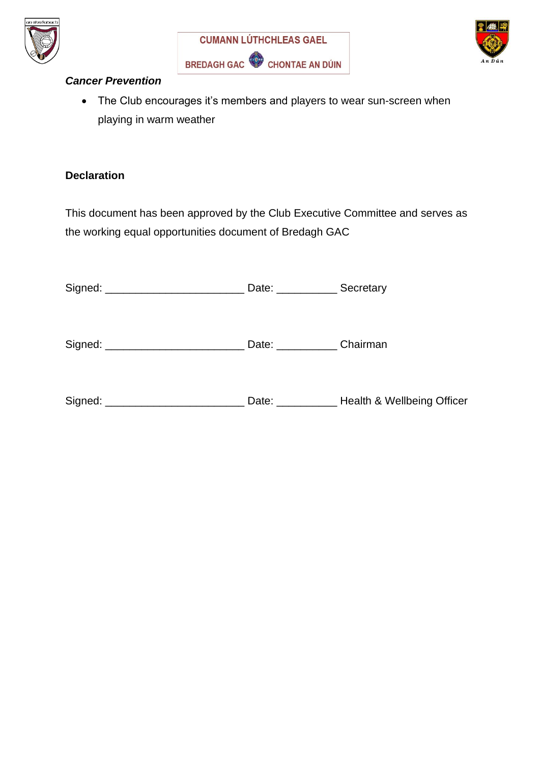### *Cancer Prevention*

- The Club encourages it's members and players to wear sun-screen when playing in warm weather

**Declaration**

This document has been approved by the Club Executive Committee and serves as the working equal opportunities document of Bredagh GAC

Signed: _______________________ Date: __________ Secretary

Signed: _______________________ Date: __________ Chairman

Signed: _______________________ Date: __________ Health & Wellbeing Officer